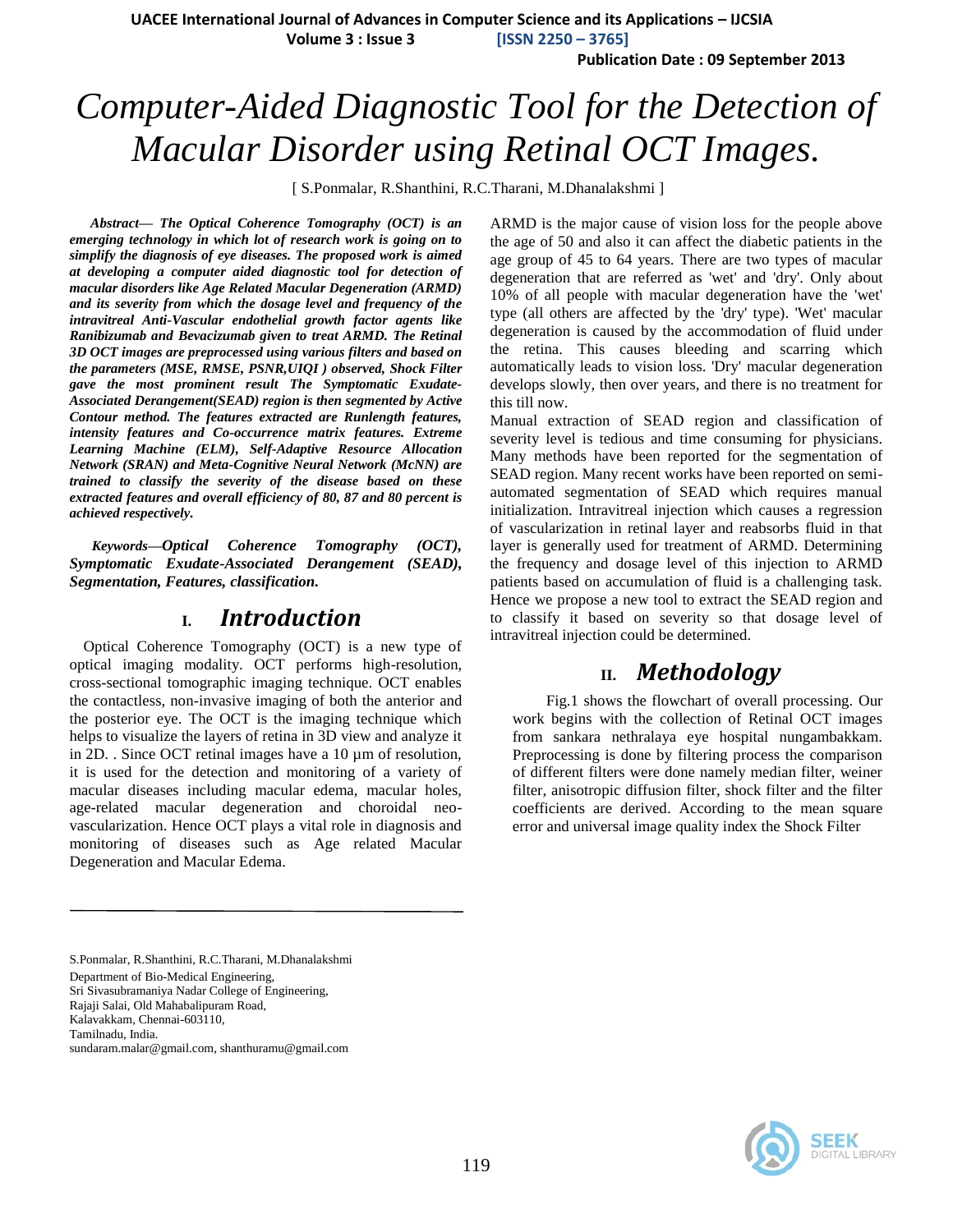# Computer-Aided Diagnostic Tool for the Detection of Macular Disorder using Retinal OCT Images.

[ S.Ponmalar, R.Shanthini, R.C.Tharani, M.Dhanalakshmi ]

***Abstract—* The Optical Coherence Tomography (OCT) is an emerging technology in which lot of research work is going on to simplify the diagnosis of eye diseases. The proposed work is aimed at developing a computer aided diagnostic tool for detection of macular disorders like Age Related Macular Degeneration (ARMD) and its severity from which the dosage level and frequency of the intravitreal Anti-Vascular endothelial growth factor agents like Ranibizumab and Bevacizumab given to treat ARMD. The Retinal 3D OCT images are preprocessed using various filters and based on the parameters (MSE, RMSE, PSNR,UIQI ) observed, Shock Filter gave the most prominent result The Symptomatic Exudate-Associated Derangement(SEAD) region is then segmented by Active Contour method. The features extracted are Runlength features, intensity features and Co-occurrence matrix features. Extreme Learning Machine (ELM), Self-Adaptive Resource Allocation Network (SRAN) and Meta-Cognitive Neural Network (McNN) are trained to classify the severity of the disease based on these extracted features and overall efficiency of 80, 87 and 80 percent is achieved respectively.***

***Keywords—*Optical Coherence Tomography (OCT), Symptomatic Exudate-Associated Derangement (SEAD), Segmentation, Features, classification.**

## I. *Introduction*

Optical Coherence Tomography (OCT) is a new type of optical imaging modality. OCT performs high-resolution, cross-sectional tomographic imaging technique. OCT enables the contactless, non-invasive imaging of both the anterior and the posterior eye. The OCT is the imaging technique which helps to visualize the layers of retina in 3D view and analyze it in 2D. . Since OCT retinal images have a 10 µm of resolution, it is used for the detection and monitoring of a variety of macular diseases including macular edema, macular holes, age-related macular degeneration and choroidal neo-vascularization. Hence OCT plays a vital role in diagnosis and monitoring of diseases such as Age related Macular Degeneration and Macular Edema.

ARMD is the major cause of vision loss for the people above the age of 50 and also it can affect the diabetic patients in the age group of 45 to 64 years. There are two types of macular degeneration that are referred as 'wet' and 'dry'. Only about 10% of all people with macular degeneration have the 'wet' type (all others are affected by the 'dry' type). 'Wet' macular degeneration is caused by the accommodation of fluid under the retina. This causes bleeding and scarring which automatically leads to vision loss. 'Dry' macular degeneration develops slowly, then over years, and there is no treatment for this till now.

Manual extraction of SEAD region and classification of severity level is tedious and time consuming for physicians. Many methods have been reported for the segmentation of SEAD region. Many recent works have been reported on semi-automated segmentation of SEAD which requires manual initialization. Intravitreal injection which causes a regression of vascularization in retinal layer and reabsorbs fluid in that layer is generally used for treatment of ARMD. Determining the frequency and dosage level of this injection to ARMD patients based on accumulation of fluid is a challenging task. Hence we propose a new tool to extract the SEAD region and to classify it based on severity so that dosage level of intravitreal injection could be determined.

## II. *Methodology*

Fig.1 shows the flowchart of overall processing. Our work begins with the collection of Retinal OCT images from sankara nethralaya eye hospital nungambakkam. Preprocessing is done by filtering process the comparison of different filters were done namely median filter, weiner filter, anisotropic diffusion filter, shock filter and the filter coefficients are derived. According to the mean square error and universal image quality index the Shock Filter

S.Ponmalar, R.Shanthini, R.C.Tharani, M.Dhanalakshmi
Department of Bio-Medical Engineering,
Sri Sivasubramaniya Nadar College of Engineering,
Rajaji Salai, Old Mahabalipuram Road,
Kalavakkam, Chennai-603110,
Tamilnadu, India.
sundaram.malar@gmail.com, shanthuramu@gmail.com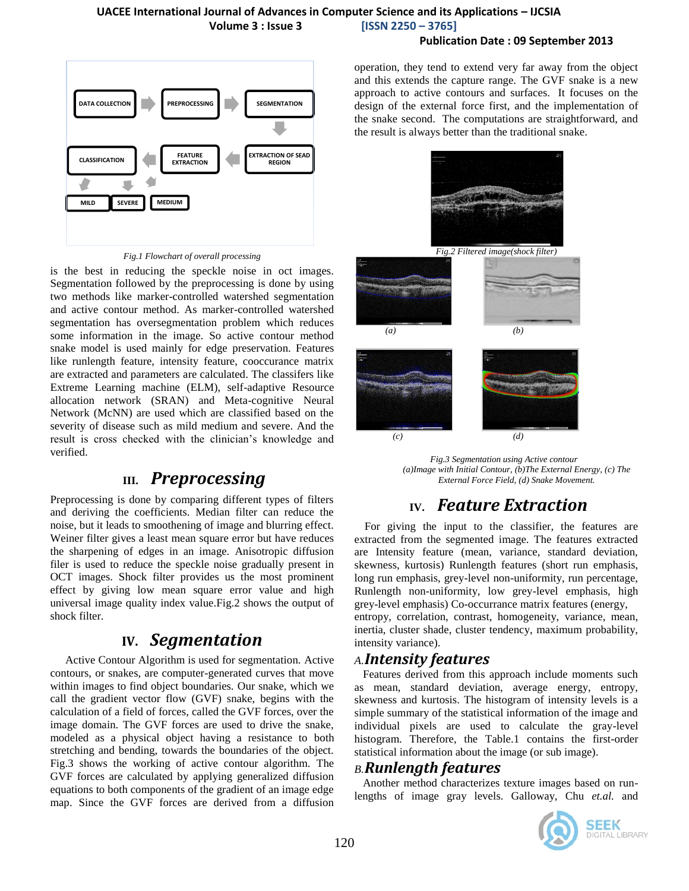Fig.1 Flowchart of overall processing

is the best in reducing the speckle noise in oct images. Segmentation followed by the preprocessing is done by using two methods like marker-controlled watershed segmentation and active contour method. As marker-controlled watershed segmentation has oversegmentation problem which reduces some information in the image. So active contour method snake model is used mainly for edge preservation. Features like runlength feature, intensity feature, cooccurance matrix are extracted and parameters are calculated. The classifers like Extreme Learning machine (ELM), self-adaptive Resource allocation network (SRAN) and Meta-cognitive Neural Network (McNN) are used which are classified based on the severity of disease such as mild medium and severe. And the result is cross checked with the clinician's knowledge and verified.

## III. *Preprocessing*

Preprocessing is done by comparing different types of filters and deriving the coefficients. Median filter can reduce the noise, but it leads to smoothening of image and blurring effect. Weiner filter gives a least mean square error but have reduces the sharpening of edges in an image. Anisotropic diffusion filer is used to reduce the speckle noise gradually present in OCT images. Shock filter provides us the most prominent effect by giving low mean square error value and high universal image quality index value.Fig.2 shows the output of shock filter.

## IV. *Segmentation*

Active Contour Algorithm is used for segmentation. Active contours, or snakes, are computer-generated curves that move within images to find object boundaries. Our snake, which we call the gradient vector flow (GVF) snake, begins with the calculation of a field of forces, called the GVF forces, over the image domain. The GVF forces are used to drive the snake, modeled as a physical object having a resistance to both stretching and bending, towards the boundaries of the object. Fig.3 shows the working of active contour algorithm. The GVF forces are calculated by applying generalized diffusion equations to both components of the gradient of an image edge map. Since the GVF forces are derived from a diffusion operation, they tend to extend very far away from the object and this extends the capture range. The GVF snake is a new approach to active contours and surfaces. It focuses on the design of the external force first, and the implementation of the snake second. The computations are straightforward, and the result is always better than the traditional snake.

Fig.2 Filtered image(shock filter)

(a) (b)

(c) (d)

Fig.3 Segmentation using Active contour (a)Image with Initial Contour, (b)The External Energy, (c) The External Force Field, (d) Snake Movement.

## IV. *Feature Extraction*

For giving the input to the classifier, the features are extracted from the segmented image. The features extracted are Intensity feature (mean, variance, standard deviation, skewness, kurtosis) Runlength features (short run emphasis, long run emphasis, grey-level non-uniformity, run percentage, Runlength non-uniformity, low grey-level emphasis, high grey-level emphasis) Co-occurance matrix features (energy, entropy, correlation, contrast, homogeneity, variance, mean, inertia, cluster shade, cluster tendency, maximum probability, intensity variance).

### A. *Intensity features*

Features derived from this approach include moments such as mean, standard deviation, average energy, entropy, skewness and kurtosis. The histogram of intensity levels is a simple summary of the statistical information of the image and individual pixels are used to calculate the gray-level histogram. Therefore, the Table.1 contains the first-order statistical information about the image (or sub image).

### B. *Runlength features*

Another method characterizes texture images based on run-lengths of image gray levels. Galloway, Chu *et.al.* and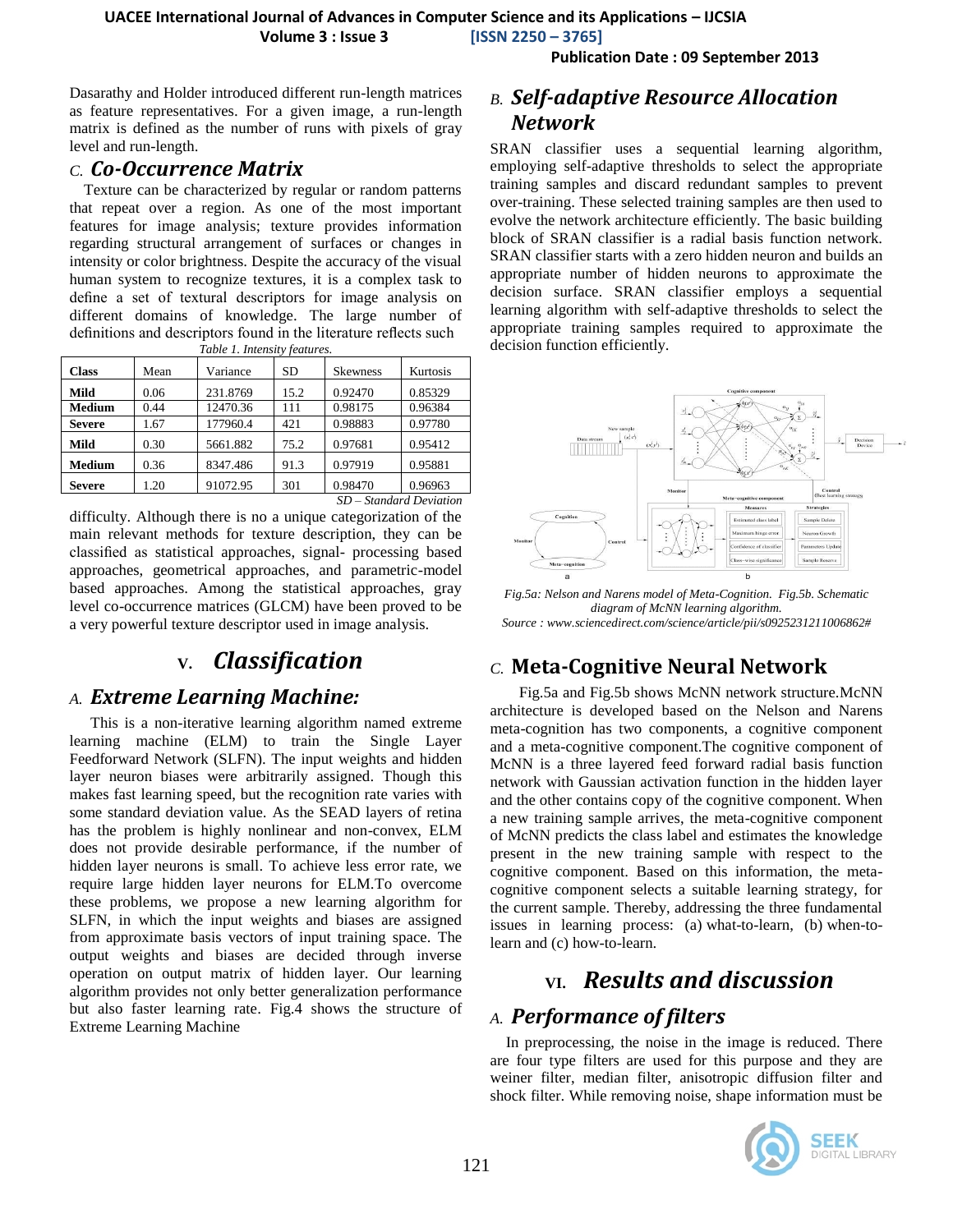Dasarathy and Holder introduced different run-length matrices as feature representatives. For a given image, a run-length matrix is defined as the number of runs with pixels of gray level and run-length.

### *C. Co-Occurrence Matrix*

Texture can be characterized by regular or random patterns that repeat over a region. As one of the most important features for image analysis; texture provides information regarding structural arrangement of surfaces or changes in intensity or color brightness. Despite the accuracy of the visual human system to recognize textures, it is a complex task to define a set of textural descriptors for image analysis on different domains of knowledge. The large number of definitions and descriptors found in the literature reflects such difficulty. Although there is no a unique categorization of the main relevant methods for texture description, they can be classified as statistical approaches, signal- processing based approaches, geometrical approaches, and parametric-model based approaches. Among the statistical approaches, gray level co-occurrence matrices (GLCM) have been proved to be a very powerful texture descriptor used in image analysis.

*Table 1. Intensity features.*

| Class | Mean | Variance | SD | Skewness | Kurtosis |
|---|---|---|---|---|---|
| **Mild** | 0.06 | 231.8769 | 15.2 | 0.92470 | 0.85329 |
| **Medium** | 0.44 | 12470.36 | 111 | 0.98175 | 0.96384 |
| **Severe** | 1.67 | 177960.4 | 421 | 0.98883 | 0.97780 |
| **Mild** | 0.30 | 5661.882 | 75.2 | 0.97681 | 0.95412 |
| **Medium** | 0.36 | 8347.486 | 91.3 | 0.97919 | 0.95881 |
| **Severe** | 1.20 | 91072.95 | 301 | 0.98470 | 0.96963 |

*SD – Standard Deviation*

## V. *Classification*

### *A. Extreme Learning Machine:*

This is a non-iterative learning algorithm named extreme learning machine (ELM) to train the Single Layer Feedforward Network (SLFN). The input weights and hidden layer neuron biases were arbitrarily assigned. Though this makes fast learning speed, but the recognition rate varies with some standard deviation value. As the SEAD layers of retina has the problem is highly nonlinear and non-convex, ELM does not provide desirable performance, if the number of hidden layer neurons is small. To achieve less error rate, we require large hidden layer neurons for ELM.To overcome these problems, we propose a new learning algorithm for SLFN, in which the input weights and biases are assigned from approximate basis vectors of input training space. The output weights and biases are decided through inverse operation on output matrix of hidden layer. Our learning algorithm provides not only better generalization performance but also faster learning rate. Fig.4 shows the structure of Extreme Learning Machine

### *B. Self-adaptive Resource Allocation Network*

SRAN classifier uses a sequential learning algorithm, employing self-adaptive thresholds to select the appropriate training samples and discard redundant samples to prevent over-training. These selected training samples are then used to evolve the network architecture efficiently. The basic building block of SRAN classifier is a radial basis function network. SRAN classifier starts with a zero hidden neuron and builds an appropriate number of hidden neurons to approximate the decision surface. SRAN classifier employs a sequential learning algorithm with self-adaptive thresholds to select the appropriate training samples required to approximate the decision function efficiently.

*Fig.5a: Nelson and Narens model of Meta-Cognition. Fig.5b. Schematic diagram of McNN learning algorithm.*
*Source : www.sciencedirect.com/science/article/pii/s0925231211006862#*

### *C.* Meta-Cognitive Neural Network

Fig.5a and Fig.5b shows McNN network structure.McNN architecture is developed based on the Nelson and Narens meta-cognition has two components, a cognitive component and a meta-cognitive component.The cognitive component of McNN is a three layered feed forward radial basis function network with Gaussian activation function in the hidden layer and the other contains copy of the cognitive component. When a new training sample arrives, the meta-cognitive component of McNN predicts the class label and estimates the knowledge present in the new training sample with respect to the cognitive component. Based on this information, the meta-cognitive component selects a suitable learning strategy, for the current sample. Thereby, addressing the three fundamental issues in learning process: (a) what-to-learn, (b) when-to-learn and (c) how-to-learn.

## VI. *Results and discussion*

### *A. Performance of filters*

In preprocessing, the noise in the image is reduced. There are four type filters are used for this purpose and they are weiner filter, median filter, anisotropic diffusion filter and shock filter. While removing noise, shape information must be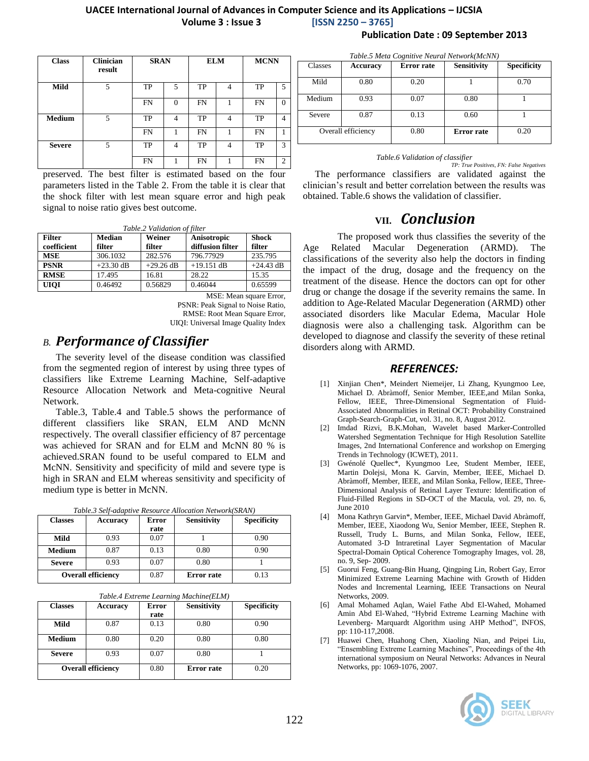| Class | Clinician result | SRAN | | ELM | | MCNN | |
|---|---|---|---|---|---|---|---|
| Mild | 5 | TP | 5 | TP | 4 | TP | 5 |
| | | FN | 0 | FN | 1 | FN | 0 |
| Medium | 5 | TP | 4 | TP | 4 | TP | 4 |
| | | FN | 1 | FN | 1 | FN | 1 |
| Severe | 5 | TP | 4 | TP | 4 | TP | 3 |
| | | FN | 1 | FN | 1 | FN | 2 |

Table.6 Validation of classifier

TP: True Positives, FN: False Negatives

preserved. The best filter is estimated based on the four parameters listed in the Table 2. From the table it is clear that the shock filter with lest mean square error and high peak signal to noise ratio gives best outcome.

Table.2 Validation of filter

| Filter coefficient | Median filter | Weiner filter | Anisotropic diffusion filter | Shock filter |
|---|---|---|---|---|
| MSE | 306.1032 | 282.576 | 796.77929 | 235.795 |
| PSNR | +23.30 dB | +29.26 dB | +19.151 dB | +24.43 dB |
| RMSE | 17.495 | 16.81 | 28.22 | 15.35 |
| UIQI | 0.46492 | 0.56829 | 0.46044 | 0.65599 |

MSE: Mean square Error,
PSNR: Peak Signal to Noise Ratio,
RMSE: Root Mean Square Error,
UIQI: Universal Image Quality Index

## B. Performance of Classifier

The severity level of the disease condition was classified from the segmented region of interest by using three types of classifiers like Extreme Learning Machine, Self-adaptive Resource Allocation Network and Meta-cognitive Neural Network.

Table.3, Table.4 and Table.5 shows the performance of different classifiers like SRAN, ELM AND McNN respectively. The overall classifier efficiency of 87 percentage was achieved for SRAN and for ELM and McNN 80 % is achieved.SRAN found to be useful compared to ELM and McNN. Sensitivity and specificity of mild and severe type is high in SRAN and ELM whereas sensitivity and specificity of medium type is better in McNN.

Table.3 Self-adaptive Resource Allocation Network(SRAN)

| Classes | Accuracy | Error rate | Sensitivity | Specificity |
|---|---|---|---|---|
| Mild | 0.93 | 0.07 | 1 | 0.90 |
| Medium | 0.87 | 0.13 | 0.80 | 0.90 |
| Severe | 0.93 | 0.07 | 0.80 | 1 |
| Overall efficiency | | 0.87 | Error rate | 0.13 |

Table.4 Extreme Learning Machine(ELM)

| Classes | Accuracy | Error rate | Sensitivity | Specificity |
|---|---|---|---|---|
| Mild | 0.87 | 0.13 | 0.80 | 0.90 |
| Medium | 0.80 | 0.20 | 0.80 | 0.80 |
| Severe | 0.93 | 0.07 | 0.80 | 1 |
| Overall efficiency | | 0.80 | Error rate | 0.20 |

Table.5 Meta Cognitive Neural Network(McNN)

| Classes | Accuracy | Error rate | Sensitivity | Specificity |
|---|---|---|---|---|
| Mild | 0.80 | 0.20 | 1 | 0.70 |
| Medium | 0.93 | 0.07 | 0.80 | 1 |
| Severe | 0.87 | 0.13 | 0.60 | 1 |
| Overall efficiency | | 0.80 | Error rate | 0.20 |

The performance classifiers are validated against the clinician's result and better correlation between the results was obtained. Table.6 shows the validation of classifier.

## VII. Conclusion

The proposed work thus classifies the severity of the Age Related Macular Degeneration (ARMD). The classifications of the severity also help the doctors in finding the impact of the drug, dosage and the frequency on the treatment of the disease. Hence the doctors can opt for other drug or change the dosage if the severity remains the same. In addition to Age-Related Macular Degeneration (ARMD) other associated disorders like Macular Edema, Macular Hole diagnosis were also a challenging task. Algorithm can be developed to diagnose and classify the severity of these retinal disorders along with ARMD.

## REFERENCES:

[1] Xinjian Chen*, Meindert Niemeijer, Li Zhang, Kyungmoo Lee, Michael D. Abràmoff, Senior Member, IEEE,and Milan Sonka, Fellow, IEEE, Three-Dimensional Segmentation of Fluid-Associated Abnormalities in Retinal OCT: Probability Constrained Graph-Search-Graph-Cut, vol. 31, no. 8, August 2012.

[2] Imdad Rizvi, B.K.Mohan, Wavelet based Marker-Controlled Watershed Segmentation Technique for High Resolution Satellite Images, 2nd International Conference and workshop on Emerging Trends in Technology (ICWET), 2011.

[3] Gwénolé Quellec*, Kyungmoo Lee, Student Member, IEEE, Martin Dolejsi, Mona K. Garvin, Member, IEEE, Michael D. Abràmoff, Member, IEEE, and Milan Sonka, Fellow, IEEE, Three-Dimensional Analysis of Retinal Layer Texture: Identification of Fluid-Filled Regions in SD-OCT of the Macula, vol. 29, no. 6, June 2010

[4] Mona Kathryn Garvin*, Member, IEEE, Michael David Abràmoff, Member, IEEE, Xiaodong Wu, Senior Member, IEEE, Stephen R. Russell, Trudy L. Burns, and Milan Sonka, Fellow, IEEE, Automated 3-D Intraretinal Layer Segmentation of Macular Spectral-Domain Optical Coherence Tomography Images, vol. 28, no. 9, Sep- 2009.

[5] Guorui Feng, Guang-Bin Huang, Qingping Lin, Robert Gay, Error Minimized Extreme Learning Machine with Growth of Hidden Nodes and Incremental Learning, IEEE Transactions on Neural Networks, 2009.

[6] Amal Mohamed Aqlan, Waiel Fathe Abd El-Wahed, Mohamed Amin Abd El-Wahed, "Hybrid Extreme Learning Machine with Levenberg- Marquardt Algorithm using AHP Method", INFOS, pp: 110-117,2008.

[7] Huawei Chen, Huahong Chen, Xiaoling Nian, and Peipei Liu, "Ensembling Extreme Learning Machines", Proceedings of the 4th international symposium on Neural Networks: Advances in Neural Networks, pp: 1069-1076, 2007.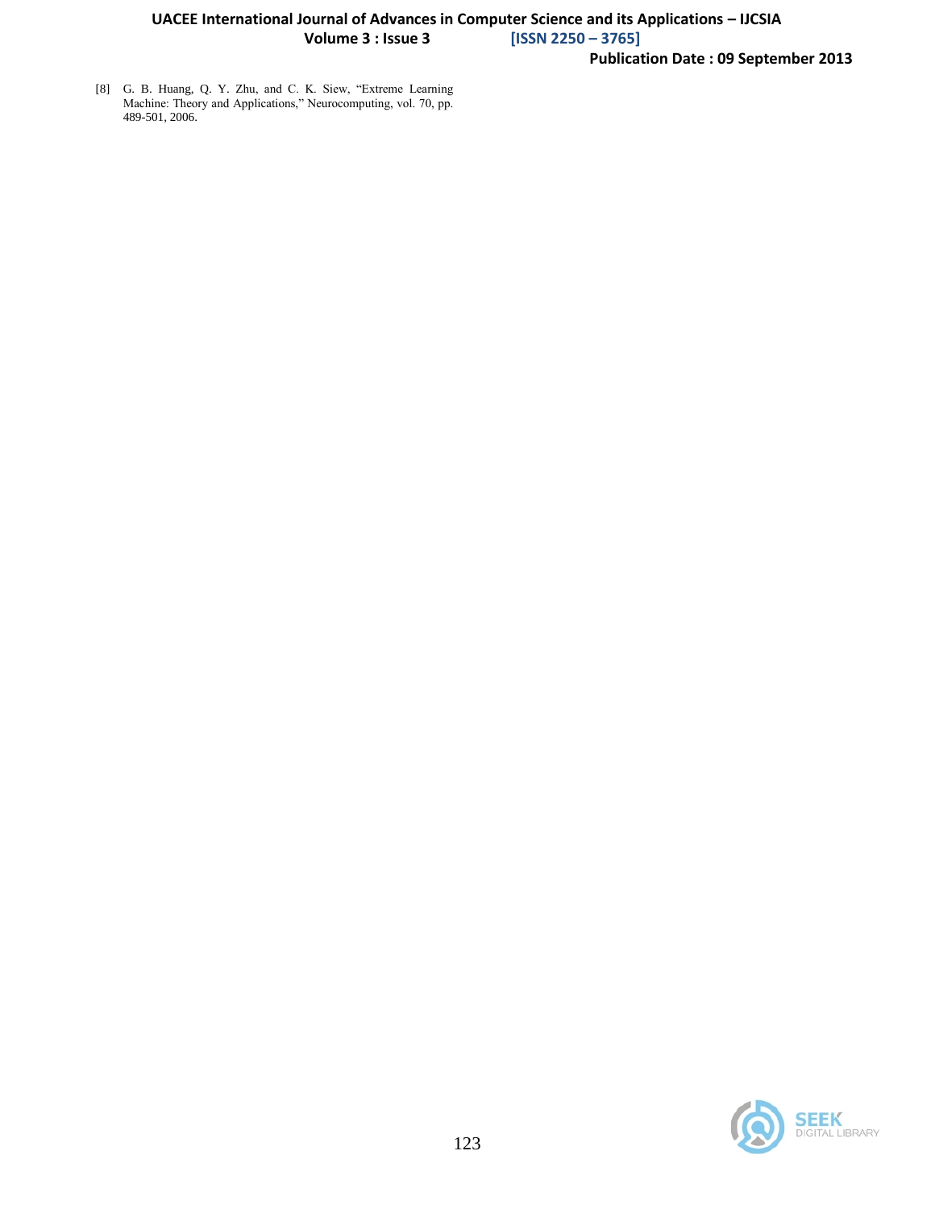[8] G. B. Huang, Q. Y. Zhu, and C. K. Siew, "Extreme Learning Machine: Theory and Applications," Neurocomputing, vol. 70, pp. 489-501, 2006.